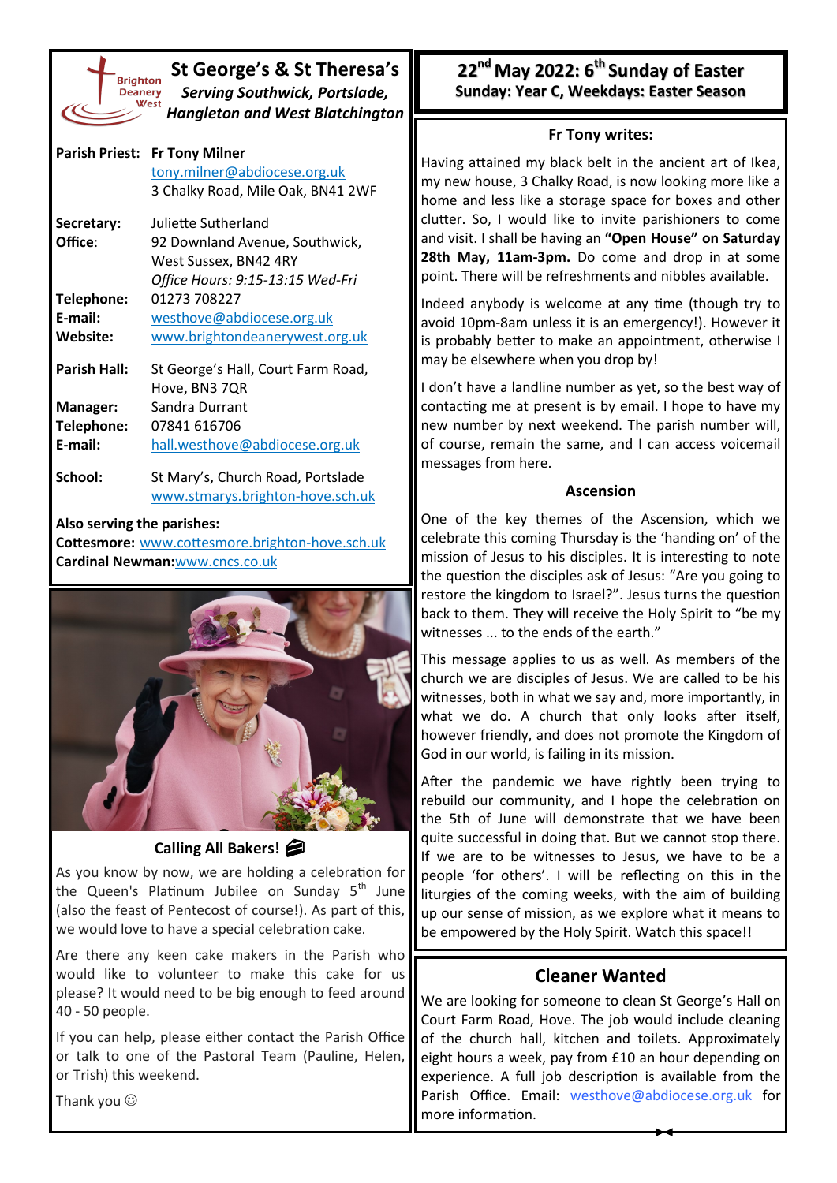# St George's & St Theresa's

*Serving Southwick, Portslade, Hangleton and West Blatchington*

Brighton Deanery West

| | |
|---|---|
| **Parish Priest:** | **Fr Tony Milner** |
| | tony.milner@abdiocese.org.uk |
| | 3 Chalky Road, Mile Oak, BN41 2WF |
| **Secretary:** | Juliette Sutherland |
| **Office:** | 92 Downland Avenue, Southwick, West Sussex, BN42 4RY |
| | *Office Hours: 9:15-13:15 Wed-Fri* |
| **Telephone:** | 01273 708227 |
| **E-mail:** | westhove@abdiocese.org.uk |
| **Website:** | www.brightondeanerywest.org.uk |
| **Parish Hall:** | St George's Hall, Court Farm Road, Hove, BN3 7QR |
| **Manager:** | Sandra Durrant |
| **Telephone:** | 07841 616706 |
| **E-mail:** | hall.westhove@abdiocese.org.uk |
| **School:** | St Mary's, Church Road, Portslade |
| | www.stmarys.brighton-hove.sch.uk |

**Also serving the parishes:**
**Cottesmore:** www.cottesmore.brighton-hove.sch.uk
**Cardinal Newman:** www.cncs.co.uk

## Calling All Bakers!

As you know by now, we are holding a celebration for the Queen's Platinum Jubilee on Sunday 5th June (also the feast of Pentecost of course!). As part of this, we would love to have a special celebration cake.

Are there any keen cake makers in the Parish who would like to volunteer to make this cake for us please? It would need to be big enough to feed around 40 - 50 people.

If you can help, please either contact the Parish Office or talk to one of the Pastoral Team (Pauline, Helen, or Trish) this weekend.

Thank you ☺

## 22nd May 2022: 6th Sunday of Easter

**Sunday: Year C, Weekdays: Easter Season**

### Fr Tony writes:

Having attained my black belt in the ancient art of Ikea, my new house, 3 Chalky Road, is now looking more like a home and less like a storage space for boxes and other clutter. So, I would like to invite parishioners to come and visit. I shall be having an **"Open House" on Saturday 28th May, 11am-3pm.** Do come and drop in at some point. There will be refreshments and nibbles available.

Indeed anybody is welcome at any time (though try to avoid 10pm-8am unless it is an emergency!). However it is probably better to make an appointment, otherwise I may be elsewhere when you drop by!

I don't have a landline number as yet, so the best way of contacting me at present is by email. I hope to have my new number by next weekend. The parish number will, of course, remain the same, and I can access voicemail messages from here.

### Ascension

One of the key themes of the Ascension, which we celebrate this coming Thursday is the 'handing on' of the mission of Jesus to his disciples. It is interesting to note the question the disciples ask of Jesus: "Are you going to restore the kingdom to Israel?". Jesus turns the question back to them. They will receive the Holy Spirit to "be my witnesses ... to the ends of the earth."

This message applies to us as well. As members of the church we are disciples of Jesus. We are called to be his witnesses, both in what we say and, more importantly, in what we do. A church that only looks after itself, however friendly, and does not promote the Kingdom of God in our world, is failing in its mission.

After the pandemic we have rightly been trying to rebuild our community, and I hope the celebration on the 5th of June will demonstrate that we have been quite successful in doing that. But we cannot stop there. If we are to be witnesses to Jesus, we have to be a people 'for others'. I will be reflecting on this in the liturgies of the coming weeks, with the aim of building up our sense of mission, as we explore what it means to be empowered by the Holy Spirit. Watch this space!!

## Cleaner Wanted

We are looking for someone to clean St George's Hall on Court Farm Road, Hove. The job would include cleaning of the church hall, kitchen and toilets. Approximately eight hours a week, pay from £10 an hour depending on experience. A full job description is available from the Parish Office. Email: westhove@abdiocese.org.uk for more information.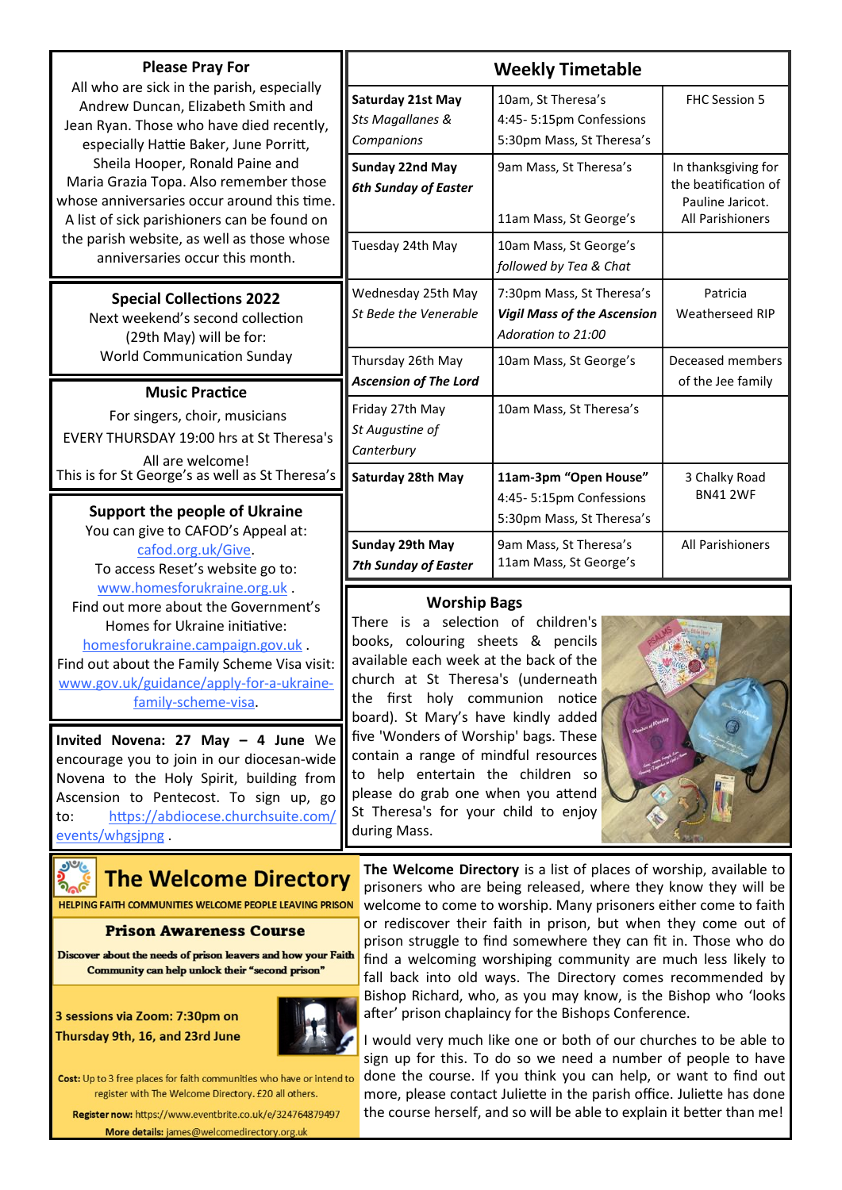### Please Pray For

All who are sick in the parish, especially Andrew Duncan, Elizabeth Smith and Jean Ryan. Those who have died recently, especially Hattie Baker, June Porritt, Sheila Hooper, Ronald Paine and Maria Grazia Topa. Also remember those whose anniversaries occur around this time. A list of sick parishioners can be found on the parish website, as well as those whose anniversaries occur this month.

### Special Collections 2022

Next weekend's second collection (29th May) will be for: World Communication Sunday

### Music Practice

For singers, choir, musicians

EVERY THURSDAY 19:00 hrs at St Theresa's

All are welcome!

This is for St George's as well as St Theresa's

### Support the people of Ukraine

You can give to CAFOD's Appeal at: cafod.org.uk/Give.

To access Reset's website go to: www.homesforukraine.org.uk .

Find out more about the Government's Homes for Ukraine initiative: homesforukraine.campaign.gov.uk .

Find out about the Family Scheme Visa visit: www.gov.uk/guidance/apply-for-a-ukraine-family-scheme-visa.

**Invited Novena: 27 May – 4 June** We encourage you to join in our diocesan-wide Novena to the Holy Spirit, building from Ascension to Pentecost. To sign up, go to: https://abdiocese.churchsuite.com/events/whgsjpng .

## Weekly Timetable

| | | |
|---|---|---|
| **Saturday 21st May**<br>*Sts Magallanes & Companions* | 10am, St Theresa's<br>4:45- 5:15pm Confessions<br>5:30pm Mass, St Theresa's | FHC Session 5 |
| **Sunday 22nd May**<br>***6th Sunday of Easter*** | 9am Mass, St Theresa's<br>11am Mass, St George's | In thanksgiving for the beatification of Pauline Jaricot.<br>All Parishioners |
| Tuesday 24th May | 10am Mass, St George's<br>*followed by Tea & Chat* | |
| Wednesday 25th May<br>*St Bede the Venerable* | 7:30pm Mass, St Theresa's<br>***Vigil Mass of the Ascension***<br>*Adoration to 21:00* | Patricia Weatherseed RIP |
| Thursday 26th May<br>***Ascension of The Lord*** | 10am Mass, St George's | Deceased members of the Jee family |
| Friday 27th May<br>*St Augustine of Canterbury* | 10am Mass, St Theresa's | |
| **Saturday 28th May** | **11am-3pm "Open House"**<br>4:45- 5:15pm Confessions<br>5:30pm Mass, St Theresa's | 3 Chalky Road BN41 2WF |
| **Sunday 29th May**<br>***7th Sunday of Easter*** | 9am Mass, St Theresa's<br>11am Mass, St George's | All Parishioners |

### Worship Bags

There is a selection of children's books, colouring sheets & pencils available each week at the back of the church at St Theresa's (underneath the first holy communion notice board). St Mary's have kindly added five 'Wonders of Worship' bags. These contain a range of mindful resources to help entertain the children so please do grab one when you attend St Theresa's for your child to enjoy during Mass.

## The Welcome Directory

HELPING FAITH COMMUNITIES WELCOME PEOPLE LEAVING PRISON

### Prison Awareness Course

**Discover about the needs of prison leavers and how your Faith Community can help unlock their "second prison"**

**3 sessions via Zoom: 7:30pm on Thursday 9th, 16, and 23rd June**

**Cost:** Up to 3 free places for faith communities who have or intend to register with The Welcome Directory. £20 all others.

**Register now:** https://www.eventbrite.co.uk/e/324764879497

**More details:** james@welcomedirectory.org.uk

**The Welcome Directory** is a list of places of worship, available to prisoners who are being released, where they know they will be welcome to come to worship. Many prisoners either come to faith or rediscover their faith in prison, but when they come out of prison struggle to find somewhere they can fit in. Those who do find a welcoming worshiping community are much less likely to fall back into old ways. The Directory comes recommended by Bishop Richard, who, as you may know, is the Bishop who 'looks after' prison chaplaincy for the Bishops Conference.

I would very much like one or both of our churches to be able to sign up for this. To do so we need a number of people to have done the course. If you think you can help, or want to find out more, please contact Juliette in the parish office. Juliette has done the course herself, and so will be able to explain it better than me!